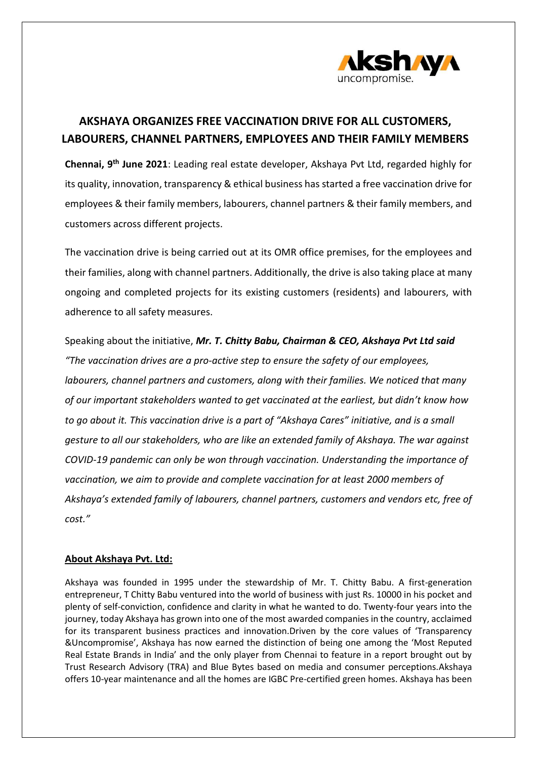# AKSHAYA ORGANIZES FREE VACCINATION DRIVE FOR ALL CUSTOMERS, LABOURERS, CHANNEL PARTNERS, EMPLOYEES AND THEIR FAMILY MEMBERS

**Chennai, 9th June 2021**: Leading real estate developer, Akshaya Pvt Ltd, regarded highly for its quality, innovation, transparency & ethical business has started a free vaccination drive for employees & their family members, labourers, channel partners & their family members, and customers across different projects.

The vaccination drive is being carried out at its OMR office premises, for the employees and their families, along with channel partners. Additionally, the drive is also taking place at many ongoing and completed projects for its existing customers (residents) and labourers, with adherence to all safety measures.

Speaking about the initiative, ***Mr. T. Chitty Babu, Chairman & CEO, Akshaya Pvt Ltd said*** *"The vaccination drives are a pro-active step to ensure the safety of our employees, labourers, channel partners and customers, along with their families. We noticed that many of our important stakeholders wanted to get vaccinated at the earliest, but didn't know how to go about it. This vaccination drive is a part of "Akshaya Cares" initiative, and is a small gesture to all our stakeholders, who are like an extended family of Akshaya. The war against COVID-19 pandemic can only be won through vaccination. Understanding the importance of vaccination, we aim to provide and complete vaccination for at least 2000 members of Akshaya's extended family of labourers, channel partners, customers and vendors etc, free of cost."*

## About Akshaya Pvt. Ltd:

Akshaya was founded in 1995 under the stewardship of Mr. T. Chitty Babu. A first-generation entrepreneur, T Chitty Babu ventured into the world of business with just Rs. 10000 in his pocket and plenty of self-conviction, confidence and clarity in what he wanted to do. Twenty-four years into the journey, today Akshaya has grown into one of the most awarded companies in the country, acclaimed for its transparent business practices and innovation.Driven by the core values of 'Transparency &Uncompromise', Akshaya has now earned the distinction of being one among the 'Most Reputed Real Estate Brands in India' and the only player from Chennai to feature in a report brought out by Trust Research Advisory (TRA) and Blue Bytes based on media and consumer perceptions.Akshaya offers 10-year maintenance and all the homes are IGBC Pre-certified green homes. Akshaya has been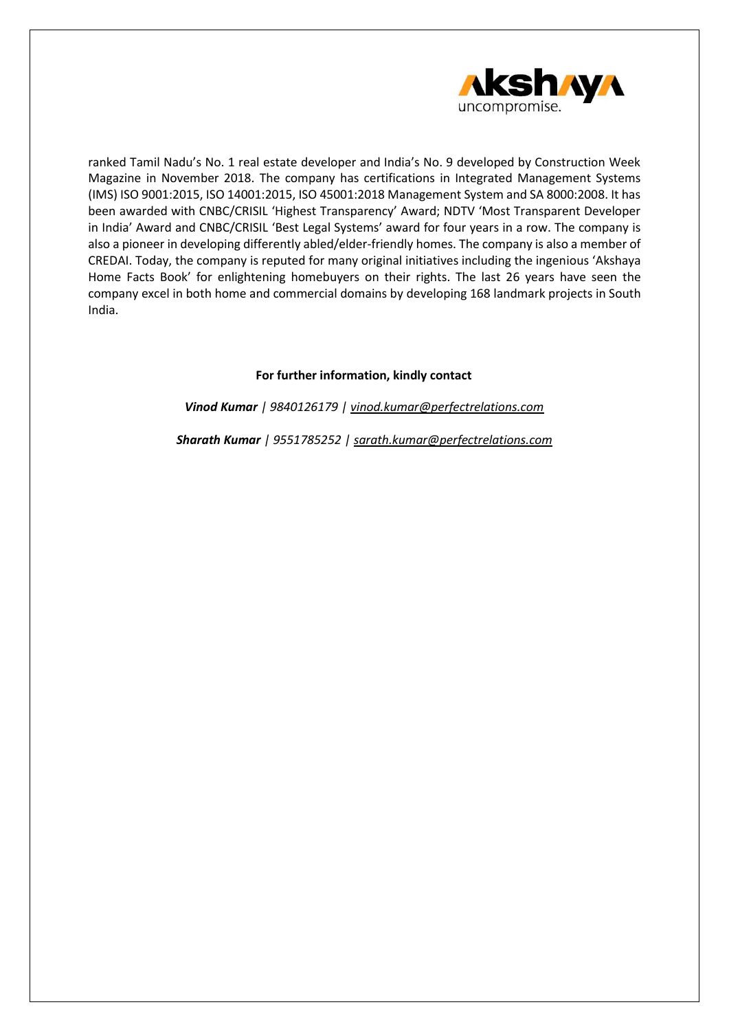ranked Tamil Nadu's No. 1 real estate developer and India's No. 9 developed by Construction Week Magazine in November 2018. The company has certifications in Integrated Management Systems (IMS) ISO 9001:2015, ISO 14001:2015, ISO 45001:2018 Management System and SA 8000:2008. It has been awarded with CNBC/CRISIL 'Highest Transparency' Award; NDTV 'Most Transparent Developer in India' Award and CNBC/CRISIL 'Best Legal Systems' award for four years in a row. The company is also a pioneer in developing differently abled/elder-friendly homes. The company is also a member of CREDAI. Today, the company is reputed for many original initiatives including the ingenious 'Akshaya Home Facts Book' for enlightening homebuyers on their rights. The last 26 years have seen the company excel in both home and commercial domains by developing 168 landmark projects in South India.

**For further information, kindly contact**

***Vinod Kumar*** *| 9840126179 | vinod.kumar@perfectrelations.com*

***Sharath Kumar*** *| 9551785252 | sarath.kumar@perfectrelations.com*